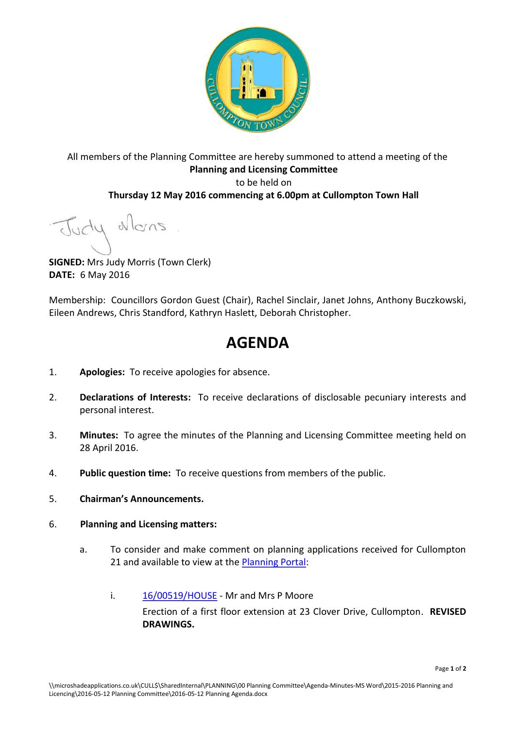All members of the Planning Committee are hereby summoned to attend a meeting of the

**Planning and Licensing Committee**

to be held on

**Thursday 12 May 2016 commencing at 6.00pm at Cullompton Town Hall**

**SIGNED:** Mrs Judy Morris (Town Clerk)
**DATE:** 6 May 2016

Membership: Councillors Gordon Guest (Chair), Rachel Sinclair, Janet Johns, Anthony Buczkowski, Eileen Andrews, Chris Standford, Kathryn Haslett, Deborah Christopher.

# AGENDA

1. **Apologies:** To receive apologies for absence.

2. **Declarations of Interests:** To receive declarations of disclosable pecuniary interests and personal interest.

3. **Minutes:** To agree the minutes of the Planning and Licensing Committee meeting held on 28 April 2016.

4. **Public question time:** To receive questions from members of the public.

5. **Chairman's Announcements.**

6. **Planning and Licensing matters:**

   a. To consider and make comment on planning applications received for Cullompton 21 and available to view at the Planning Portal:

      i. 16/00519/HOUSE - Mr and Mrs P Moore
      Erection of a first floor extension at 23 Clover Drive, Cullompton. **REVISED DRAWINGS.**

\\microshadeapplications.co.uk\CULL$\SharedInternal\PLANNING\00 Planning Committee\Agenda-Minutes-MS Word\2015-2016 Planning and Licencing\2016-05-12 Planning Committee\2016-05-12 Planning Agenda.docx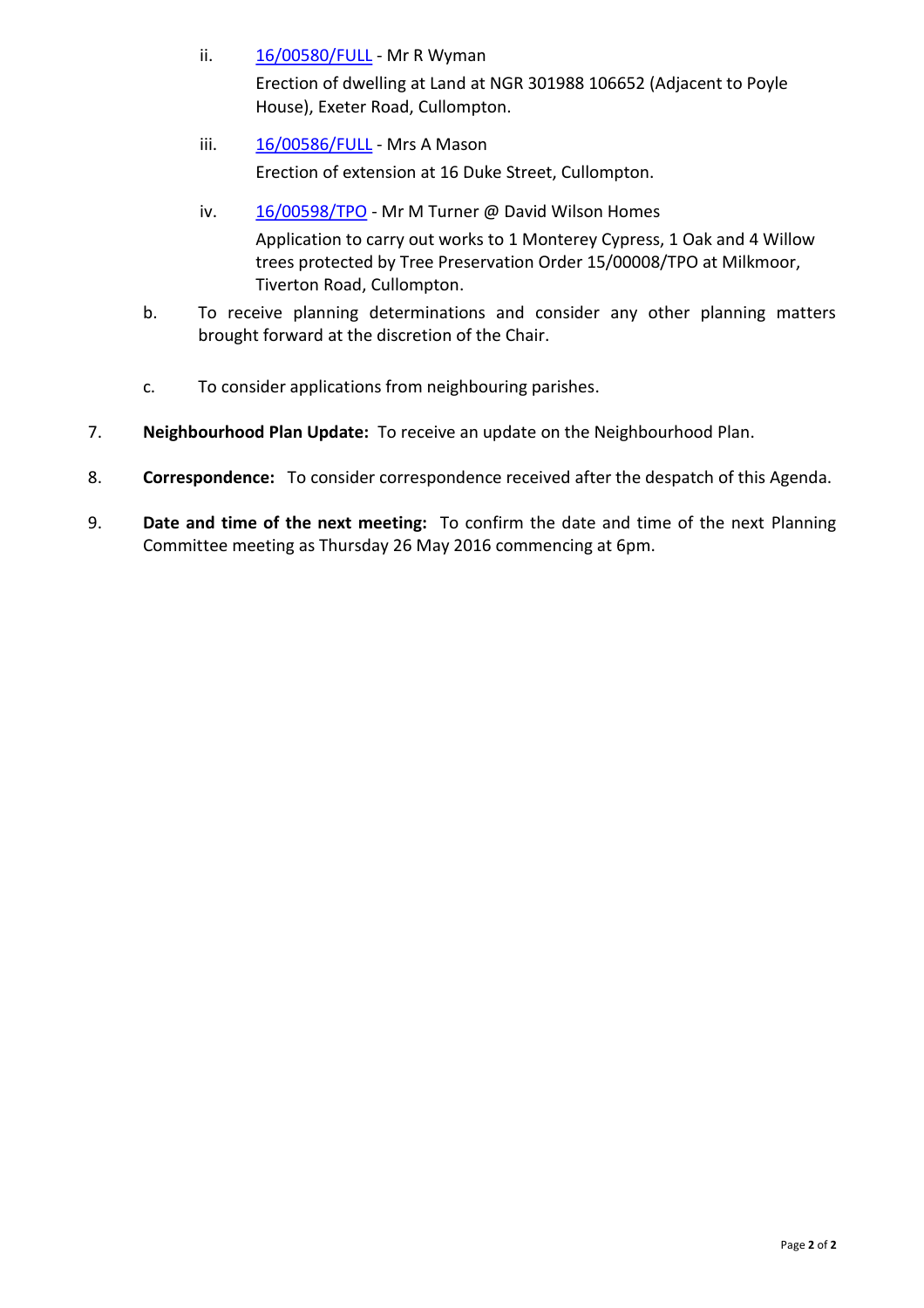ii. 16/00580/FULL - Mr R Wyman
    Erection of dwelling at Land at NGR 301988 106652 (Adjacent to Poyle House), Exeter Road, Cullompton.

iii. 16/00586/FULL - Mrs A Mason
    Erection of extension at 16 Duke Street, Cullompton.

iv. 16/00598/TPO - Mr M Turner @ David Wilson Homes
    Application to carry out works to 1 Monterey Cypress, 1 Oak and 4 Willow trees protected by Tree Preservation Order 15/00008/TPO at Milkmoor, Tiverton Road, Cullompton.

b. To receive planning determinations and consider any other planning matters brought forward at the discretion of the Chair.

c. To consider applications from neighbouring parishes.

7. **Neighbourhood Plan Update:** To receive an update on the Neighbourhood Plan.

8. **Correspondence:** To consider correspondence received after the despatch of this Agenda.

9. **Date and time of the next meeting:** To confirm the date and time of the next Planning Committee meeting as Thursday 26 May 2016 commencing at 6pm.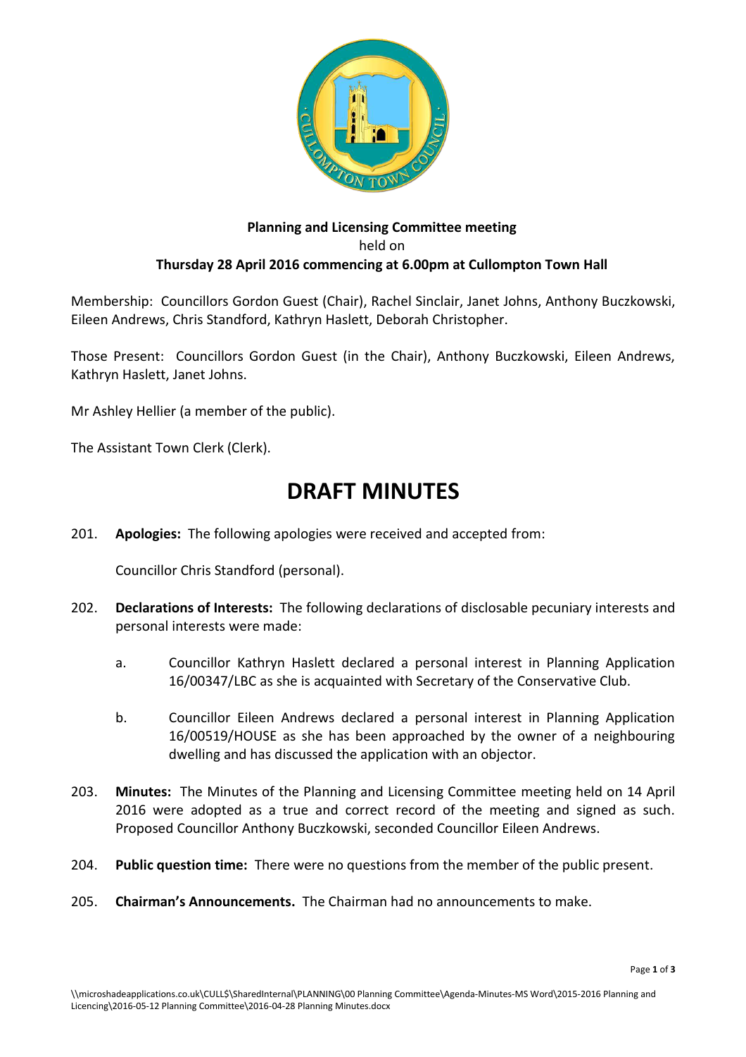**Planning and Licensing Committee meeting**
held on
**Thursday 28 April 2016 commencing at 6.00pm at Cullompton Town Hall**

Membership: Councillors Gordon Guest (Chair), Rachel Sinclair, Janet Johns, Anthony Buczkowski, Eileen Andrews, Chris Standford, Kathryn Haslett, Deborah Christopher.

Those Present: Councillors Gordon Guest (in the Chair), Anthony Buczkowski, Eileen Andrews, Kathryn Haslett, Janet Johns.

Mr Ashley Hellier (a member of the public).

The Assistant Town Clerk (Clerk).

# DRAFT MINUTES

201. **Apologies:** The following apologies were received and accepted from:

     Councillor Chris Standford (personal).

202. **Declarations of Interests:** The following declarations of disclosable pecuniary interests and personal interests were made:

     a. Councillor Kathryn Haslett declared a personal interest in Planning Application 16/00347/LBC as she is acquainted with Secretary of the Conservative Club.

     b. Councillor Eileen Andrews declared a personal interest in Planning Application 16/00519/HOUSE as she has been approached by the owner of a neighbouring dwelling and has discussed the application with an objector.

203. **Minutes:** The Minutes of the Planning and Licensing Committee meeting held on 14 April 2016 were adopted as a true and correct record of the meeting and signed as such. Proposed Councillor Anthony Buczkowski, seconded Councillor Eileen Andrews.

204. **Public question time:** There were no questions from the member of the public present.

205. **Chairman's Announcements.** The Chairman had no announcements to make.

\\microshadeapplications.co.uk\CULL$\SharedInternal\PLANNING\00 Planning Committee\Agenda-Minutes-MS Word\2015-2016 Planning and Licencing\2016-05-12 Planning Committee\2016-04-28 Planning Minutes.docx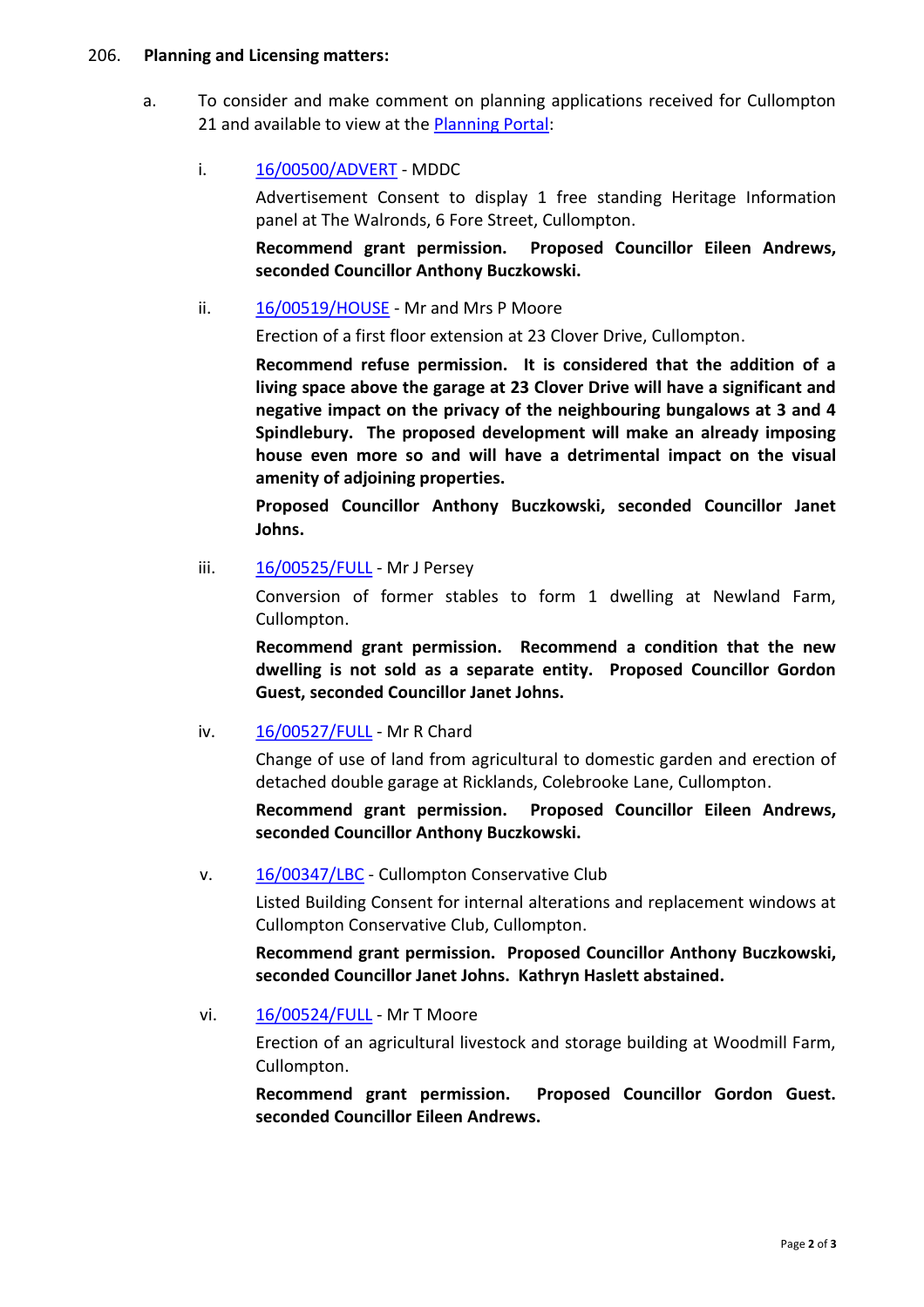206. **Planning and Licensing matters:**

a. To consider and make comment on planning applications received for Cullompton 21 and available to view at the Planning Portal:

i. 16/00500/ADVERT - MDDC

Advertisement Consent to display 1 free standing Heritage Information panel at The Walronds, 6 Fore Street, Cullompton.

**Recommend grant permission. Proposed Councillor Eileen Andrews, seconded Councillor Anthony Buczkowski.**

ii. 16/00519/HOUSE - Mr and Mrs P Moore

Erection of a first floor extension at 23 Clover Drive, Cullompton.

**Recommend refuse permission. It is considered that the addition of a living space above the garage at 23 Clover Drive will have a significant and negative impact on the privacy of the neighbouring bungalows at 3 and 4 Spindlebury. The proposed development will make an already imposing house even more so and will have a detrimental impact on the visual amenity of adjoining properties.**

**Proposed Councillor Anthony Buczkowski, seconded Councillor Janet Johns.**

iii. 16/00525/FULL - Mr J Persey

Conversion of former stables to form 1 dwelling at Newland Farm, Cullompton.

**Recommend grant permission. Recommend a condition that the new dwelling is not sold as a separate entity. Proposed Councillor Gordon Guest, seconded Councillor Janet Johns.**

iv. 16/00527/FULL - Mr R Chard

Change of use of land from agricultural to domestic garden and erection of detached double garage at Ricklands, Colebrooke Lane, Cullompton.

**Recommend grant permission. Proposed Councillor Eileen Andrews, seconded Councillor Anthony Buczkowski.**

v. 16/00347/LBC - Cullompton Conservative Club

Listed Building Consent for internal alterations and replacement windows at Cullompton Conservative Club, Cullompton.

**Recommend grant permission. Proposed Councillor Anthony Buczkowski, seconded Councillor Janet Johns. Kathryn Haslett abstained.**

vi. 16/00524/FULL - Mr T Moore

Erection of an agricultural livestock and storage building at Woodmill Farm, Cullompton.

**Recommend grant permission. Proposed Councillor Gordon Guest. seconded Councillor Eileen Andrews.**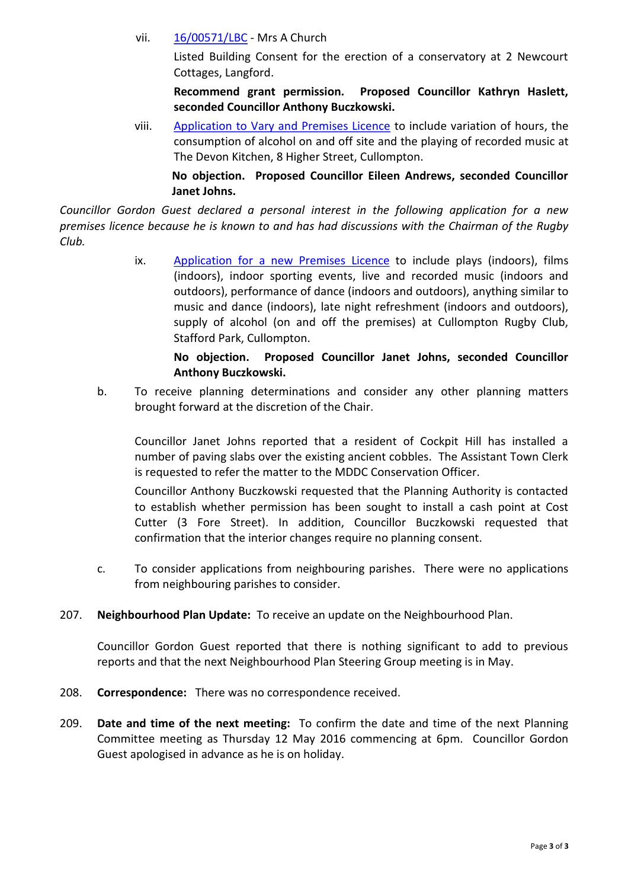vii. 16/00571/LBC - Mrs A Church

Listed Building Consent for the erection of a conservatory at 2 Newcourt Cottages, Langford.

**Recommend grant permission. Proposed Councillor Kathryn Haslett, seconded Councillor Anthony Buczkowski.**

viii. Application to Vary and Premises Licence to include variation of hours, the consumption of alcohol on and off site and the playing of recorded music at The Devon Kitchen, 8 Higher Street, Cullompton.

**No objection. Proposed Councillor Eileen Andrews, seconded Councillor Janet Johns.**

*Councillor Gordon Guest declared a personal interest in the following application for a new premises licence because he is known to and has had discussions with the Chairman of the Rugby Club.*

ix. Application for a new Premises Licence to include plays (indoors), films (indoors), indoor sporting events, live and recorded music (indoors and outdoors), performance of dance (indoors and outdoors), anything similar to music and dance (indoors), late night refreshment (indoors and outdoors), supply of alcohol (on and off the premises) at Cullompton Rugby Club, Stafford Park, Cullompton.

**No objection. Proposed Councillor Janet Johns, seconded Councillor Anthony Buczkowski.**

b. To receive planning determinations and consider any other planning matters brought forward at the discretion of the Chair.

Councillor Janet Johns reported that a resident of Cockpit Hill has installed a number of paving slabs over the existing ancient cobbles. The Assistant Town Clerk is requested to refer the matter to the MDDC Conservation Officer.

Councillor Anthony Buczkowski requested that the Planning Authority is contacted to establish whether permission has been sought to install a cash point at Cost Cutter (3 Fore Street). In addition, Councillor Buczkowski requested that confirmation that the interior changes require no planning consent.

c. To consider applications from neighbouring parishes. There were no applications from neighbouring parishes to consider.

207. **Neighbourhood Plan Update:** To receive an update on the Neighbourhood Plan.

Councillor Gordon Guest reported that there is nothing significant to add to previous reports and that the next Neighbourhood Plan Steering Group meeting is in May.

208. **Correspondence:** There was no correspondence received.

209. **Date and time of the next meeting:** To confirm the date and time of the next Planning Committee meeting as Thursday 12 May 2016 commencing at 6pm. Councillor Gordon Guest apologised in advance as he is on holiday.